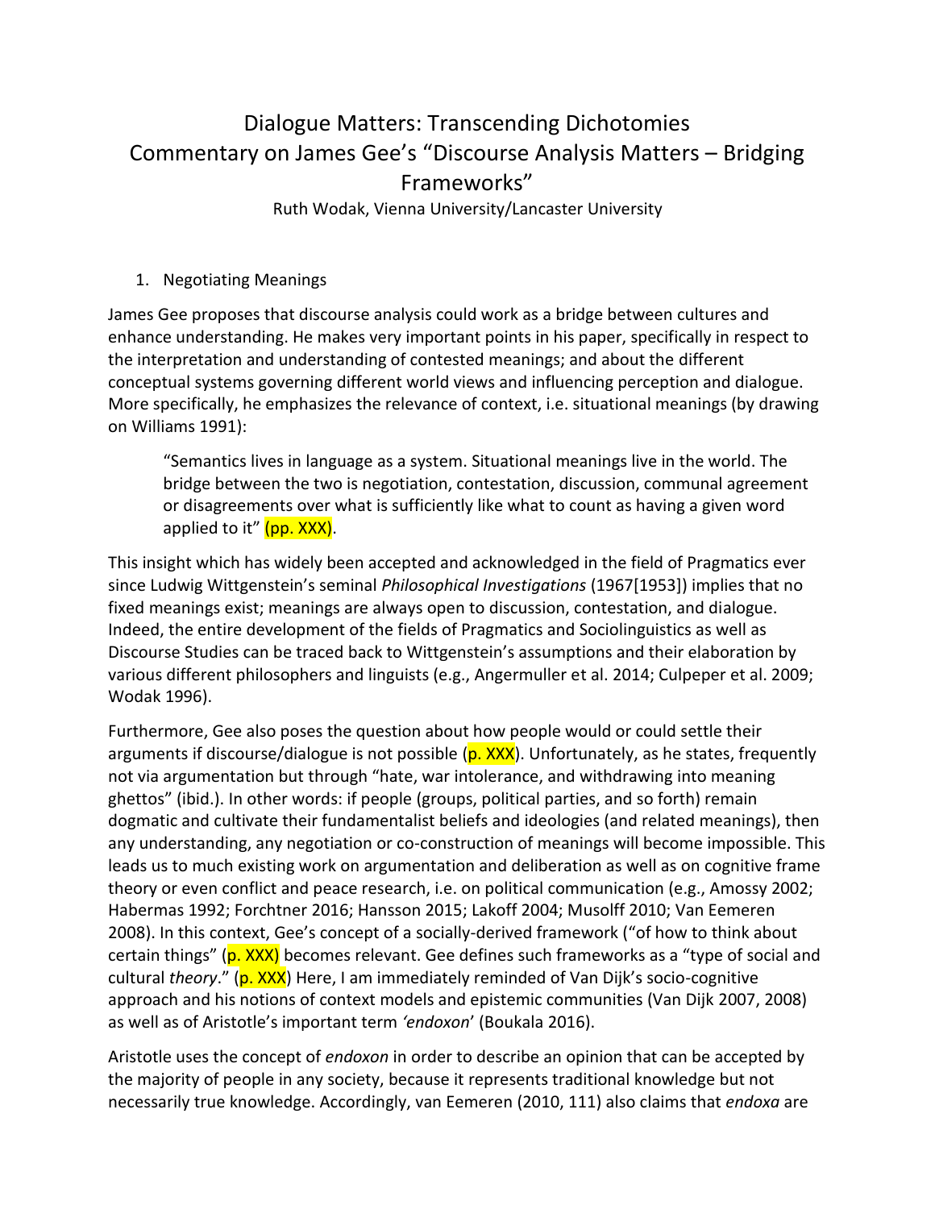# Dialogue Matters: Transcending Dichotomies
## Commentary on James Gee's "Discourse Analysis Matters – Bridging Frameworks"

Ruth Wodak, Vienna University/Lancaster University

1. Negotiating Meanings

James Gee proposes that discourse analysis could work as a bridge between cultures and enhance understanding. He makes very important points in his paper, specifically in respect to the interpretation and understanding of contested meanings; and about the different conceptual systems governing different world views and influencing perception and dialogue. More specifically, he emphasizes the relevance of context, i.e. situational meanings (by drawing on Williams 1991):

> "Semantics lives in language as a system. Situational meanings live in the world. The bridge between the two is negotiation, contestation, discussion, communal agreement or disagreements over what is sufficiently like what to count as having a given word applied to it" (pp. XXX).

This insight which has widely been accepted and acknowledged in the field of Pragmatics ever since Ludwig Wittgenstein's seminal *Philosophical Investigations* (1967[1953]) implies that no fixed meanings exist; meanings are always open to discussion, contestation, and dialogue. Indeed, the entire development of the fields of Pragmatics and Sociolinguistics as well as Discourse Studies can be traced back to Wittgenstein's assumptions and their elaboration by various different philosophers and linguists (e.g., Angermuller et al. 2014; Culpeper et al. 2009; Wodak 1996).

Furthermore, Gee also poses the question about how people would or could settle their arguments if discourse/dialogue is not possible (p. XXX). Unfortunately, as he states, frequently not via argumentation but through "hate, war intolerance, and withdrawing into meaning ghettos" (ibid.). In other words: if people (groups, political parties, and so forth) remain dogmatic and cultivate their fundamentalist beliefs and ideologies (and related meanings), then any understanding, any negotiation or co-construction of meanings will become impossible. This leads us to much existing work on argumentation and deliberation as well as on cognitive frame theory or even conflict and peace research, i.e. on political communication (e.g., Amossy 2002; Habermas 1992; Forchtner 2016; Hansson 2015; Lakoff 2004; Musolff 2010; Van Eemeren 2008). In this context, Gee's concept of a socially-derived framework ("of how to think about certain things" (p. XXX) becomes relevant. Gee defines such frameworks as a "type of social and cultural *theory*." (p. XXX) Here, I am immediately reminded of Van Dijk's socio-cognitive approach and his notions of context models and epistemic communities (Van Dijk 2007, 2008) as well as of Aristotle's important term *'endoxon*' (Boukala 2016).

Aristotle uses the concept of *endoxon* in order to describe an opinion that can be accepted by the majority of people in any society, because it represents traditional knowledge but not necessarily true knowledge. Accordingly, van Eemeren (2010, 111) also claims that *endoxa* are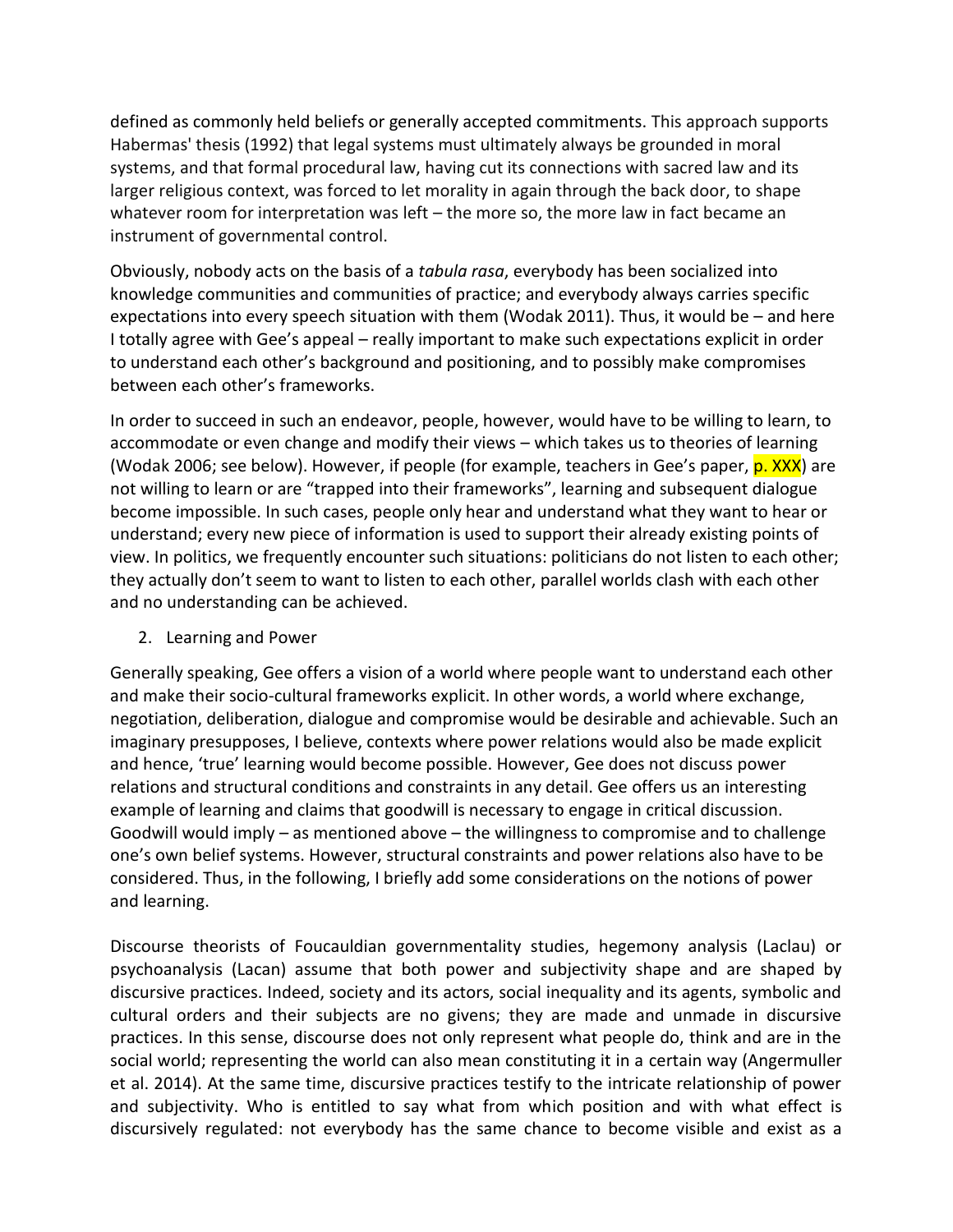defined as commonly held beliefs or generally accepted commitments. This approach supports Habermas' thesis (1992) that legal systems must ultimately always be grounded in moral systems, and that formal procedural law, having cut its connections with sacred law and its larger religious context, was forced to let morality in again through the back door, to shape whatever room for interpretation was left – the more so, the more law in fact became an instrument of governmental control.

Obviously, nobody acts on the basis of a *tabula rasa*, everybody has been socialized into knowledge communities and communities of practice; and everybody always carries specific expectations into every speech situation with them (Wodak 2011). Thus, it would be – and here I totally agree with Gee's appeal – really important to make such expectations explicit in order to understand each other's background and positioning, and to possibly make compromises between each other's frameworks.

In order to succeed in such an endeavor, people, however, would have to be willing to learn, to accommodate or even change and modify their views – which takes us to theories of learning (Wodak 2006; see below). However, if people (for example, teachers in Gee's paper, p. XXX) are not willing to learn or are "trapped into their frameworks", learning and subsequent dialogue become impossible. In such cases, people only hear and understand what they want to hear or understand; every new piece of information is used to support their already existing points of view. In politics, we frequently encounter such situations: politicians do not listen to each other; they actually don't seem to want to listen to each other, parallel worlds clash with each other and no understanding can be achieved.

## 2. Learning and Power

Generally speaking, Gee offers a vision of a world where people want to understand each other and make their socio-cultural frameworks explicit. In other words, a world where exchange, negotiation, deliberation, dialogue and compromise would be desirable and achievable. Such an imaginary presupposes, I believe, contexts where power relations would also be made explicit and hence, 'true' learning would become possible. However, Gee does not discuss power relations and structural conditions and constraints in any detail. Gee offers us an interesting example of learning and claims that goodwill is necessary to engage in critical discussion. Goodwill would imply – as mentioned above – the willingness to compromise and to challenge one's own belief systems. However, structural constraints and power relations also have to be considered. Thus, in the following, I briefly add some considerations on the notions of power and learning.

Discourse theorists of Foucauldian governmentality studies, hegemony analysis (Laclau) or psychoanalysis (Lacan) assume that both power and subjectivity shape and are shaped by discursive practices. Indeed, society and its actors, social inequality and its agents, symbolic and cultural orders and their subjects are no givens; they are made and unmade in discursive practices. In this sense, discourse does not only represent what people do, think and are in the social world; representing the world can also mean constituting it in a certain way (Angermuller et al. 2014). At the same time, discursive practices testify to the intricate relationship of power and subjectivity. Who is entitled to say what from which position and with what effect is discursively regulated: not everybody has the same chance to become visible and exist as a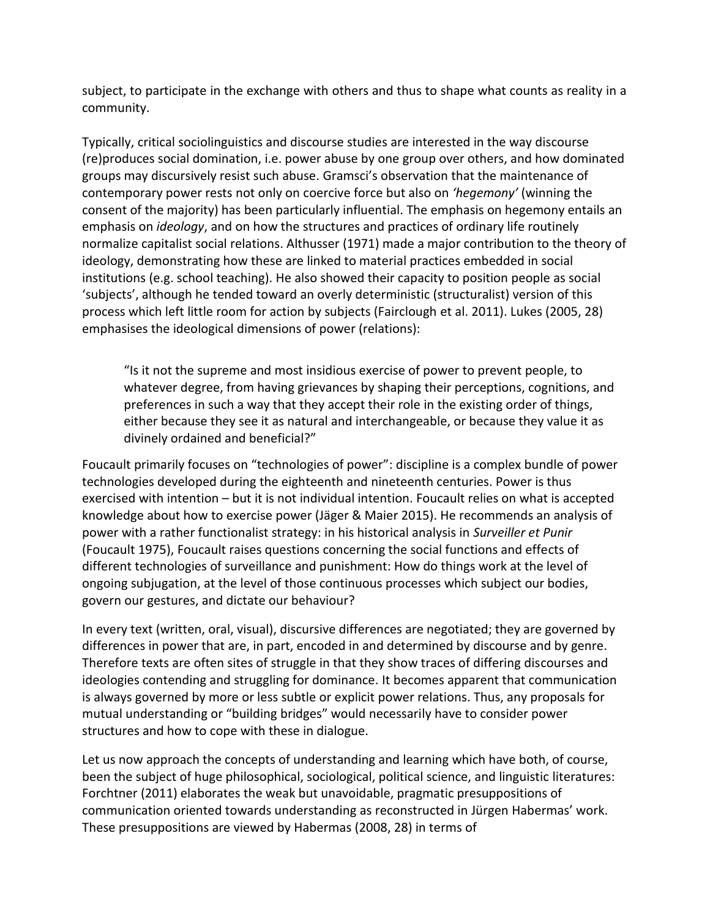subject, to participate in the exchange with others and thus to shape what counts as reality in a community.

Typically, critical sociolinguistics and discourse studies are interested in the way discourse (re)produces social domination, i.e. power abuse by one group over others, and how dominated groups may discursively resist such abuse. Gramsci's observation that the maintenance of contemporary power rests not only on coercive force but also on *'hegemony'* (winning the consent of the majority) has been particularly influential. The emphasis on hegemony entails an emphasis on *ideology*, and on how the structures and practices of ordinary life routinely normalize capitalist social relations. Althusser (1971) made a major contribution to the theory of ideology, demonstrating how these are linked to material practices embedded in social institutions (e.g. school teaching). He also showed their capacity to position people as social 'subjects', although he tended toward an overly deterministic (structuralist) version of this process which left little room for action by subjects (Fairclough et al. 2011). Lukes (2005, 28) emphasises the ideological dimensions of power (relations):

> "Is it not the supreme and most insidious exercise of power to prevent people, to whatever degree, from having grievances by shaping their perceptions, cognitions, and preferences in such a way that they accept their role in the existing order of things, either because they see it as natural and interchangeable, or because they value it as divinely ordained and beneficial?"

Foucault primarily focuses on "technologies of power": discipline is a complex bundle of power technologies developed during the eighteenth and nineteenth centuries. Power is thus exercised with intention – but it is not individual intention. Foucault relies on what is accepted knowledge about how to exercise power (Jäger & Maier 2015). He recommends an analysis of power with a rather functionalist strategy: in his historical analysis in *Surveiller et Punir* (Foucault 1975), Foucault raises questions concerning the social functions and effects of different technologies of surveillance and punishment: How do things work at the level of ongoing subjugation, at the level of those continuous processes which subject our bodies, govern our gestures, and dictate our behaviour?

In every text (written, oral, visual), discursive differences are negotiated; they are governed by differences in power that are, in part, encoded in and determined by discourse and by genre. Therefore texts are often sites of struggle in that they show traces of differing discourses and ideologies contending and struggling for dominance. It becomes apparent that communication is always governed by more or less subtle or explicit power relations. Thus, any proposals for mutual understanding or "building bridges" would necessarily have to consider power structures and how to cope with these in dialogue.

Let us now approach the concepts of understanding and learning which have both, of course, been the subject of huge philosophical, sociological, political science, and linguistic literatures: Forchtner (2011) elaborates the weak but unavoidable, pragmatic presuppositions of communication oriented towards understanding as reconstructed in Jürgen Habermas' work. These presuppositions are viewed by Habermas (2008, 28) in terms of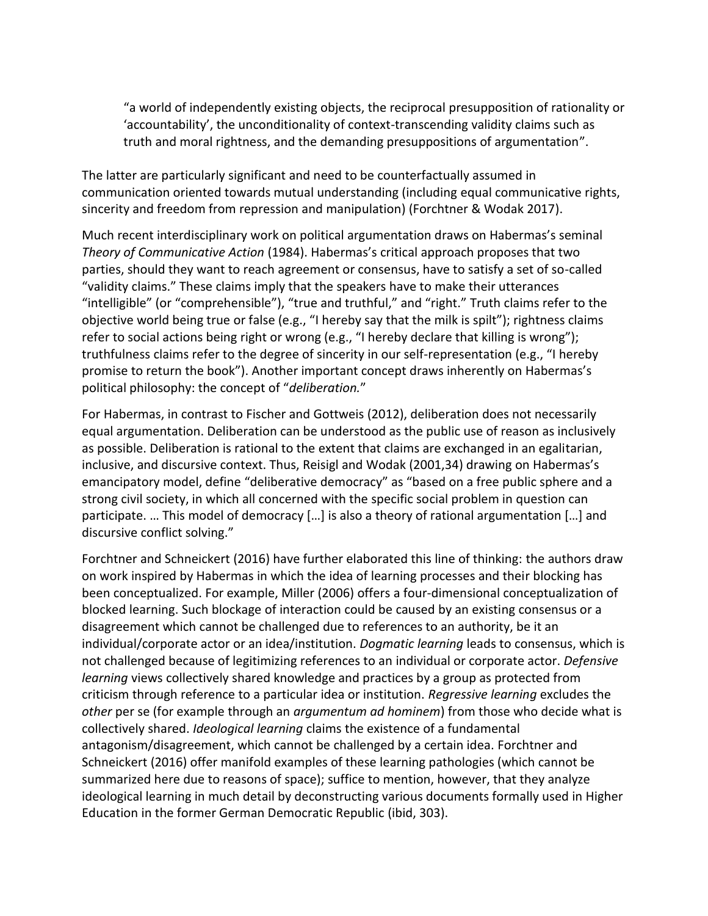> "a world of independently existing objects, the reciprocal presupposition of rationality or 'accountability', the unconditionality of context-transcending validity claims such as truth and moral rightness, and the demanding presuppositions of argumentation".

The latter are particularly significant and need to be counterfactually assumed in communication oriented towards mutual understanding (including equal communicative rights, sincerity and freedom from repression and manipulation) (Forchtner & Wodak 2017).

Much recent interdisciplinary work on political argumentation draws on Habermas's seminal *Theory of Communicative Action* (1984). Habermas's critical approach proposes that two parties, should they want to reach agreement or consensus, have to satisfy a set of so-called "validity claims." These claims imply that the speakers have to make their utterances "intelligible" (or "comprehensible"), "true and truthful," and "right." Truth claims refer to the objective world being true or false (e.g., "I hereby say that the milk is spilt"); rightness claims refer to social actions being right or wrong (e.g., "I hereby declare that killing is wrong"); truthfulness claims refer to the degree of sincerity in our self-representation (e.g., "I hereby promise to return the book"). Another important concept draws inherently on Habermas's political philosophy: the concept of "*deliberation.*"

For Habermas, in contrast to Fischer and Gottweis (2012), deliberation does not necessarily equal argumentation. Deliberation can be understood as the public use of reason as inclusively as possible. Deliberation is rational to the extent that claims are exchanged in an egalitarian, inclusive, and discursive context. Thus, Reisigl and Wodak (2001,34) drawing on Habermas's emancipatory model, define "deliberative democracy" as "based on a free public sphere and a strong civil society, in which all concerned with the specific social problem in question can participate. … This model of democracy […] is also a theory of rational argumentation […] and discursive conflict solving."

Forchtner and Schneickert (2016) have further elaborated this line of thinking: the authors draw on work inspired by Habermas in which the idea of learning processes and their blocking has been conceptualized. For example, Miller (2006) offers a four-dimensional conceptualization of blocked learning. Such blockage of interaction could be caused by an existing consensus or a disagreement which cannot be challenged due to references to an authority, be it an individual/corporate actor or an idea/institution. *Dogmatic learning* leads to consensus, which is not challenged because of legitimizing references to an individual or corporate actor. *Defensive learning* views collectively shared knowledge and practices by a group as protected from criticism through reference to a particular idea or institution. *Regressive learning* excludes the *other* per se (for example through an *argumentum ad hominem*) from those who decide what is collectively shared. *Ideological learning* claims the existence of a fundamental antagonism/disagreement, which cannot be challenged by a certain idea. Forchtner and Schneickert (2016) offer manifold examples of these learning pathologies (which cannot be summarized here due to reasons of space); suffice to mention, however, that they analyze ideological learning in much detail by deconstructing various documents formally used in Higher Education in the former German Democratic Republic (ibid, 303).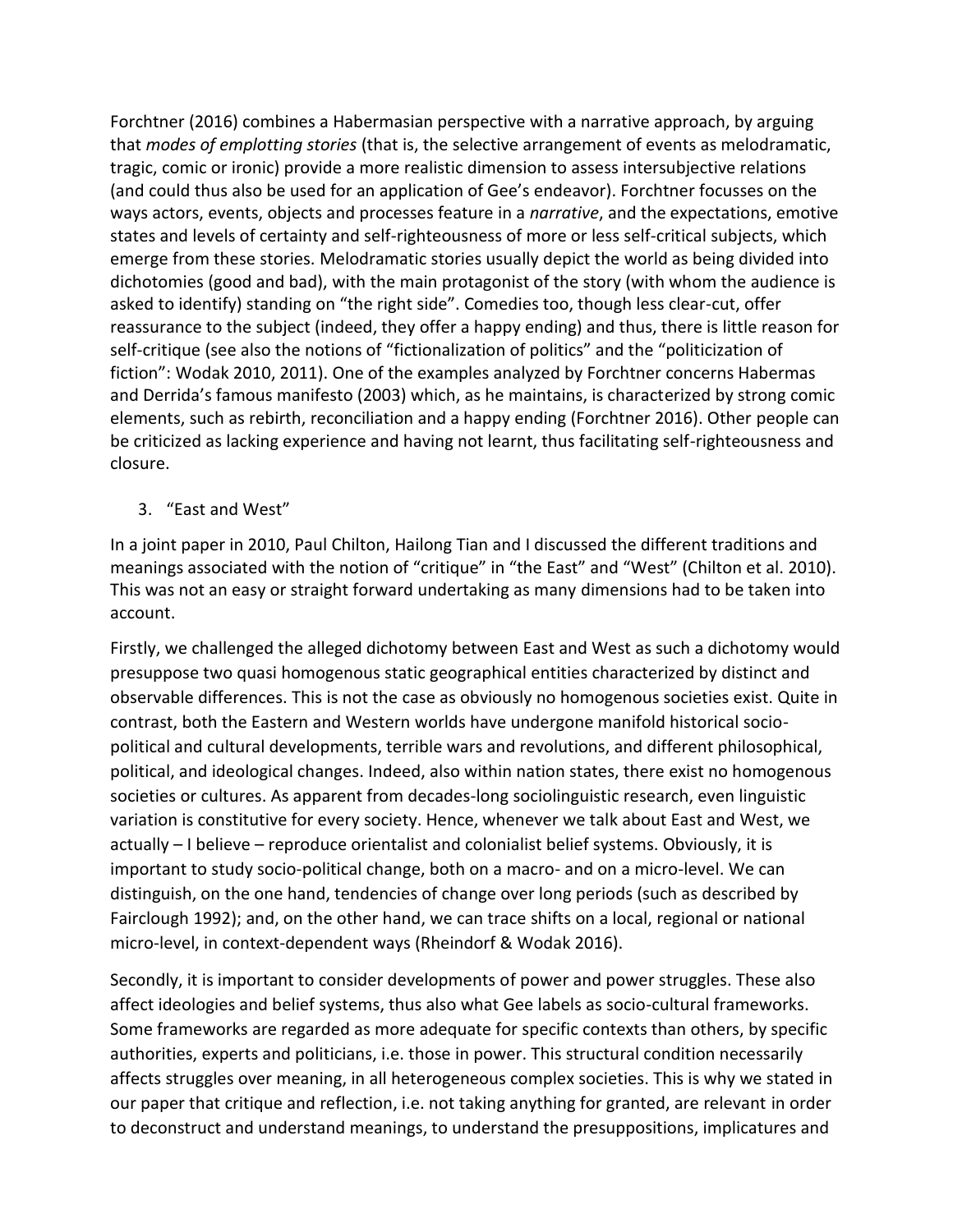Forchtner (2016) combines a Habermasian perspective with a narrative approach, by arguing that *modes of emplotting stories* (that is, the selective arrangement of events as melodramatic, tragic, comic or ironic) provide a more realistic dimension to assess intersubjective relations (and could thus also be used for an application of Gee's endeavor). Forchtner focusses on the ways actors, events, objects and processes feature in a *narrative*, and the expectations, emotive states and levels of certainty and self-righteousness of more or less self-critical subjects, which emerge from these stories. Melodramatic stories usually depict the world as being divided into dichotomies (good and bad), with the main protagonist of the story (with whom the audience is asked to identify) standing on "the right side". Comedies too, though less clear-cut, offer reassurance to the subject (indeed, they offer a happy ending) and thus, there is little reason for self-critique (see also the notions of "fictionalization of politics" and the "politicization of fiction": Wodak 2010, 2011). One of the examples analyzed by Forchtner concerns Habermas and Derrida's famous manifesto (2003) which, as he maintains, is characterized by strong comic elements, such as rebirth, reconciliation and a happy ending (Forchtner 2016). Other people can be criticized as lacking experience and having not learnt, thus facilitating self-righteousness and closure.

## 3. "East and West"

In a joint paper in 2010, Paul Chilton, Hailong Tian and I discussed the different traditions and meanings associated with the notion of "critique" in "the East" and "West" (Chilton et al. 2010). This was not an easy or straight forward undertaking as many dimensions had to be taken into account.

Firstly, we challenged the alleged dichotomy between East and West as such a dichotomy would presuppose two quasi homogenous static geographical entities characterized by distinct and observable differences. This is not the case as obviously no homogenous societies exist. Quite in contrast, both the Eastern and Western worlds have undergone manifold historical socio-political and cultural developments, terrible wars and revolutions, and different philosophical, political, and ideological changes. Indeed, also within nation states, there exist no homogenous societies or cultures. As apparent from decades-long sociolinguistic research, even linguistic variation is constitutive for every society. Hence, whenever we talk about East and West, we actually – I believe – reproduce orientalist and colonialist belief systems. Obviously, it is important to study socio-political change, both on a macro- and on a micro-level. We can distinguish, on the one hand, tendencies of change over long periods (such as described by Fairclough 1992); and, on the other hand, we can trace shifts on a local, regional or national micro-level, in context-dependent ways (Rheindorf & Wodak 2016).

Secondly, it is important to consider developments of power and power struggles. These also affect ideologies and belief systems, thus also what Gee labels as socio-cultural frameworks. Some frameworks are regarded as more adequate for specific contexts than others, by specific authorities, experts and politicians, i.e. those in power. This structural condition necessarily affects struggles over meaning, in all heterogeneous complex societies. This is why we stated in our paper that critique and reflection, i.e. not taking anything for granted, are relevant in order to deconstruct and understand meanings, to understand the presuppositions, implicatures and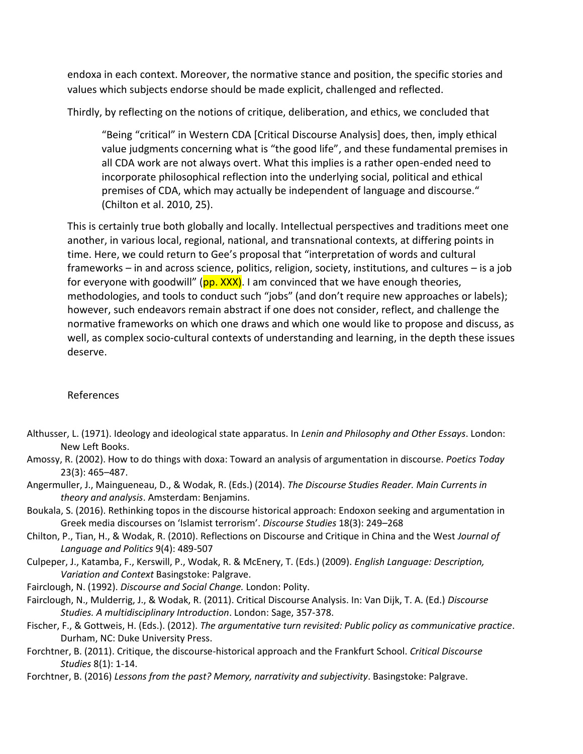endoxa in each context. Moreover, the normative stance and position, the specific stories and values which subjects endorse should be made explicit, challenged and reflected.

Thirdly, by reflecting on the notions of critique, deliberation, and ethics, we concluded that

> "Being "critical" in Western CDA [Critical Discourse Analysis] does, then, imply ethical value judgments concerning what is "the good life", and these fundamental premises in all CDA work are not always overt. What this implies is a rather open-ended need to incorporate philosophical reflection into the underlying social, political and ethical premises of CDA, which may actually be independent of language and discourse." (Chilton et al. 2010, 25).

This is certainly true both globally and locally. Intellectual perspectives and traditions meet one another, in various local, regional, national, and transnational contexts, at differing points in time. Here, we could return to Gee's proposal that "interpretation of words and cultural frameworks – in and across science, politics, religion, society, institutions, and cultures – is a job for everyone with goodwill" (pp. XXX). I am convinced that we have enough theories, methodologies, and tools to conduct such "jobs" (and don't require new approaches or labels); however, such endeavors remain abstract if one does not consider, reflect, and challenge the normative frameworks on which one draws and which one would like to propose and discuss, as well, as complex socio-cultural contexts of understanding and learning, in the depth these issues deserve.

## References

Althusser, L. (1971). Ideology and ideological state apparatus. In *Lenin and Philosophy and Other Essays*. London: New Left Books.

Amossy, R. (2002). How to do things with doxa: Toward an analysis of argumentation in discourse. *Poetics Today* 23(3): 465–487.

Angermuller, J., Maingueneau, D., & Wodak, R. (Eds.) (2014). *The Discourse Studies Reader. Main Currents in theory and analysis*. Amsterdam: Benjamins.

Boukala, S. (2016). Rethinking topos in the discourse historical approach: Endoxon seeking and argumentation in Greek media discourses on 'Islamist terrorism'. *Discourse Studies* 18(3): 249–268

Chilton, P., Tian, H., & Wodak, R. (2010). Reflections on Discourse and Critique in China and the West *Journal of Language and Politics* 9(4): 489-507

Culpeper, J., Katamba, F., Kerswill, P., Wodak, R. & McEnery, T. (Eds.) (2009). *English Language: Description, Variation and Context* Basingstoke: Palgrave.

Fairclough, N. (1992). *Discourse and Social Change.* London: Polity.

Fairclough, N., Mulderrig, J., & Wodak, R. (2011). Critical Discourse Analysis. In: Van Dijk, T. A. (Ed.) *Discourse Studies. A multidisciplinary Introduction*. London: Sage, 357-378.

Fischer, F., & Gottweis, H. (Eds.). (2012). *The argumentative turn revisited: Public policy as communicative practice*. Durham, NC: Duke University Press.

Forchtner, B. (2011). Critique, the discourse-historical approach and the Frankfurt School. *Critical Discourse Studies* 8(1): 1-14.

Forchtner, B. (2016) *Lessons from the past? Memory, narrativity and subjectivity*. Basingstoke: Palgrave.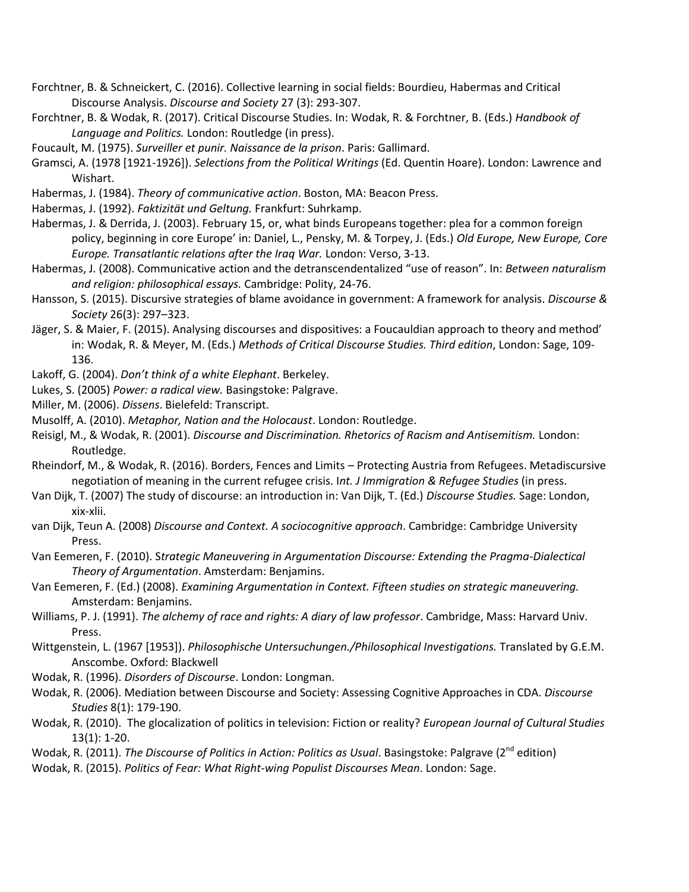Forchtner, B. & Schneickert, C. (2016). Collective learning in social fields: Bourdieu, Habermas and Critical Discourse Analysis. *Discourse and Society* 27 (3): 293-307.

Forchtner, B. & Wodak, R. (2017). Critical Discourse Studies. In: Wodak, R. & Forchtner, B. (Eds.) *Handbook of Language and Politics.* London: Routledge (in press).

Foucault, M. (1975). *Surveiller et punir. Naissance de la prison*. Paris: Gallimard.

Gramsci, A. (1978 [1921-1926]). *Selections from the Political Writings* (Ed. Quentin Hoare). London: Lawrence and Wishart.

Habermas, J. (1984). *Theory of communicative action*. Boston, MA: Beacon Press.

Habermas, J. (1992). *Faktizität und Geltung.* Frankfurt: Suhrkamp.

Habermas, J. & Derrida, J. (2003). February 15, or, what binds Europeans together: plea for a common foreign policy, beginning in core Europe' in: Daniel, L., Pensky, M. & Torpey, J. (Eds.) *Old Europe, New Europe, Core Europe. Transatlantic relations after the Iraq War.* London: Verso, 3-13.

Habermas, J. (2008). Communicative action and the detranscendentalized "use of reason". In: *Between naturalism and religion: philosophical essays.* Cambridge: Polity, 24-76.

Hansson, S. (2015). Discursive strategies of blame avoidance in government: A framework for analysis. *Discourse & Society* 26(3): 297–323.

Jäger, S. & Maier, F. (2015). Analysing discourses and dispositives: a Foucauldian approach to theory and method' in: Wodak, R. & Meyer, M. (Eds.) *Methods of Critical Discourse Studies. Third edition*, London: Sage, 109-136.

Lakoff, G. (2004). *Don't think of a white Elephant*. Berkeley.

Lukes, S. (2005) *Power: a radical view.* Basingstoke: Palgrave.

Miller, M. (2006). *Dissens*. Bielefeld: Transcript.

Musolff, A. (2010). *Metaphor, Nation and the Holocaust*. London: Routledge.

Reisigl, M., & Wodak, R. (2001). *Discourse and Discrimination. Rhetorics of Racism and Antisemitism.* London: Routledge.

Rheindorf, M., & Wodak, R. (2016). Borders, Fences and Limits – Protecting Austria from Refugees. Metadiscursive negotiation of meaning in the current refugee crisis. I*nt. J Immigration & Refugee Studies* (in press.

Van Dijk, T. (2007) The study of discourse: an introduction in: Van Dijk, T. (Ed.) *Discourse Studies.* Sage: London, xix-xlii.

van Dijk, Teun A. (2008) *Discourse and Context. A sociocognitive approach*. Cambridge: Cambridge University Press.

Van Eemeren, F. (2010). S*trategic Maneuvering in Argumentation Discourse: Extending the Pragma-Dialectical Theory of Argumentation*. Amsterdam: Benjamins.

Van Eemeren, F. (Ed.) (2008). *Examining Argumentation in Context. Fifteen studies on strategic maneuvering.* Amsterdam: Benjamins.

Williams, P. J. (1991). *The alchemy of race and rights: A diary of law professor*. Cambridge, Mass: Harvard Univ. Press.

Wittgenstein, L. (1967 [1953]). *Philosophische Untersuchungen./Philosophical Investigations.* Translated by G.E.M. Anscombe. Oxford: Blackwell

Wodak, R. (1996). *Disorders of Discourse*. London: Longman.

Wodak, R. (2006). Mediation between Discourse and Society: Assessing Cognitive Approaches in CDA. *Discourse Studies* 8(1): 179-190.

Wodak, R. (2010). The glocalization of politics in television: Fiction or reality? *European Journal of Cultural Studies* 13(1): 1-20.

Wodak, R. (2011). *The Discourse of Politics in Action: Politics as Usual*. Basingstoke: Palgrave (2nd edition)

Wodak, R. (2015). *Politics of Fear: What Right-wing Populist Discourses Mean*. London: Sage.